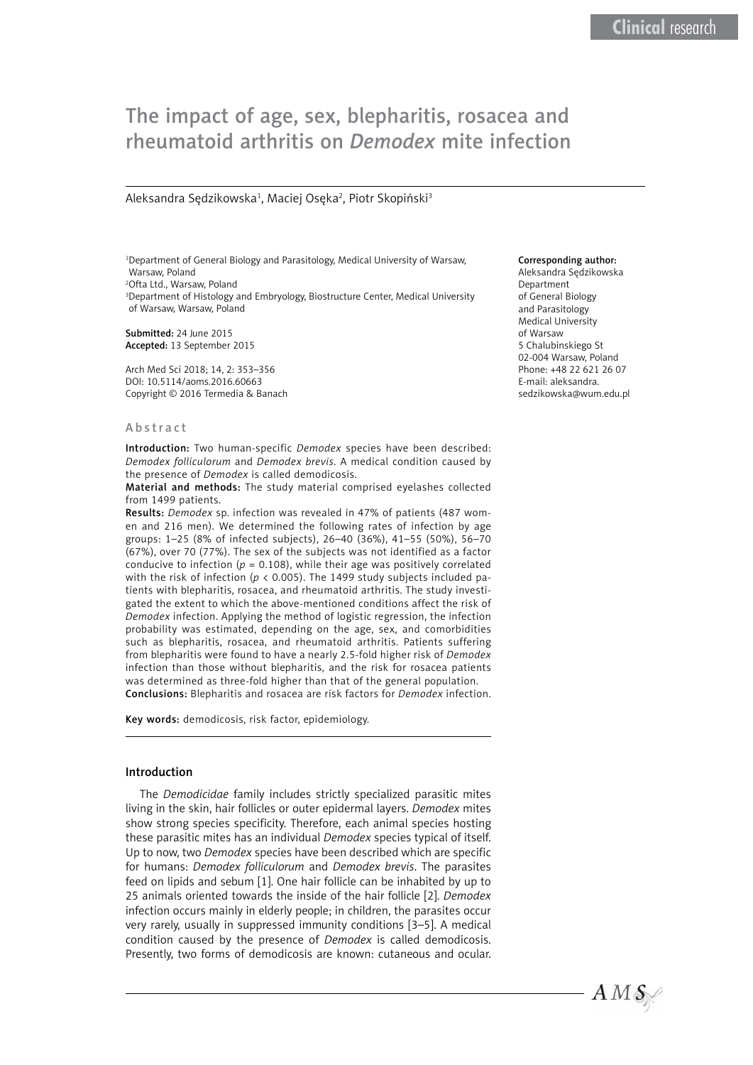# The impact of age, sex, blepharitis, rosacea and rheumatoid arthritis on *Demodex* mite infection

Aleksandra Sędzikowska[1], Maciej Oseka[2], Piotr Skopiński[3]

[1]Department of General Biology and Parasitology, Medical University of Warsaw, Warsaw, Poland
[2]Ofta Ltd., Warsaw, Poland
[3]Department of Histology and Embryology, Biostructure Center, Medical University of Warsaw, Warsaw, Poland

**Submitted:** 24 June 2015
**Accepted:** 13 September 2015

Arch Med Sci 2018; 14, 2: 353–356
DOI: 10.5114/aoms.2016.60663
Copyright © 2016 Termedia & Banach

**Corresponding author:**
Aleksandra Sędzikowska
Department of General Biology and Parasitology
Medical University of Warsaw
5 Chalubinskiego St
02-004 Warsaw, Poland
Phone: +48 22 621 26 07
E-mail: aleksandra.sedzikowska@wum.edu.pl

## Abstract

**Introduction:** Two human-specific *Demodex* species have been described: *Demodex folliculorum* and *Demodex brevis*. A medical condition caused by the presence of *Demodex* is called demodicosis.

**Material and methods:** The study material comprised eyelashes collected from 1499 patients.

**Results:** *Demodex* sp. infection was revealed in 47% of patients (487 women and 216 men). We determined the following rates of infection by age groups: 1–25 (8% of infected subjects), 26–40 (36%), 41–55 (50%), 56–70 (67%), over 70 (77%). The sex of the subjects was not identified as a factor conducive to infection ($p = 0.108$), while their age was positively correlated with the risk of infection ($p < 0.005$). The 1499 study subjects included patients with blepharitis, rosacea, and rheumatoid arthritis. The study investigated the extent to which the above-mentioned conditions affect the risk of *Demodex* infection. Applying the method of logistic regression, the infection probability was estimated, depending on the age, sex, and comorbidities such as blepharitis, rosacea, and rheumatoid arthritis. Patients suffering from blepharitis were found to have a nearly 2.5-fold higher risk of *Demodex* infection than those without blepharitis, and the risk for rosacea patients was determined as three-fold higher than that of the general population.

**Conclusions:** Blepharitis and rosacea are risk factors for *Demodex* infection.

**Key words:** demodicosis, risk factor, epidemiology.

## Introduction

The *Demodicidae* family includes strictly specialized parasitic mites living in the skin, hair follicles or outer epidermal layers. *Demodex* mites show strong species specificity. Therefore, each animal species hosting these parasitic mites has an individual *Demodex* species typical of itself. Up to now, two *Demodex* species have been described which are specific for humans: *Demodex folliculorum* and *Demodex brevis*. The parasites feed on lipids and sebum [1]. One hair follicle can be inhabited by up to 25 animals oriented towards the inside of the hair follicle [2]. *Demodex* infection occurs mainly in elderly people; in children, the parasites occur very rarely, usually in suppressed immunity conditions [3–5]. A medical condition caused by the presence of *Demodex* is called demodicosis. Presently, two forms of demodicosis are known: cutaneous and ocular.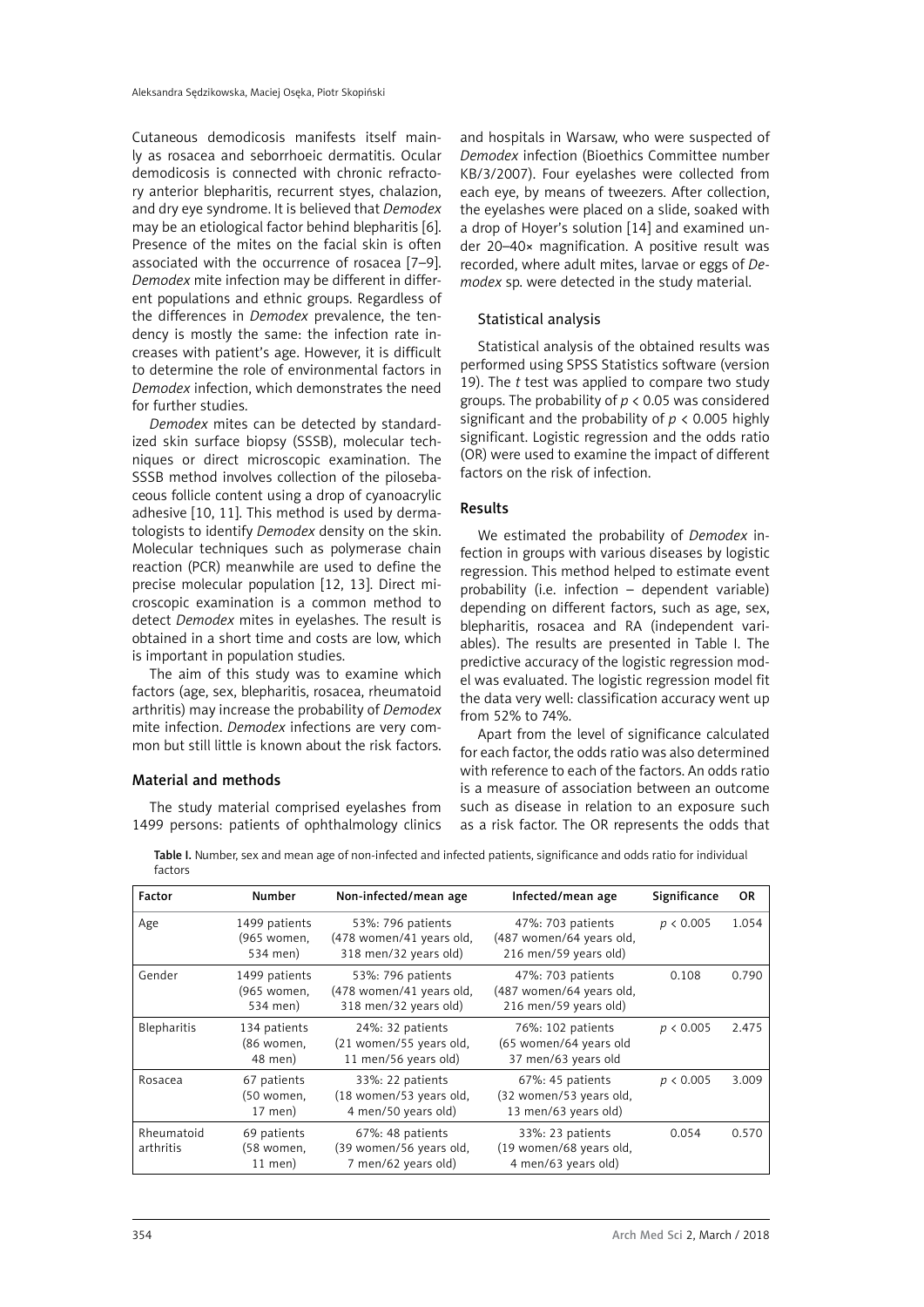Cutaneous demodicosis manifests itself mainly as rosacea and seborrhoeic dermatitis. Ocular demodicosis is connected with chronic refractory anterior blepharitis, recurrent styes, chalazion, and dry eye syndrome. It is believed that *Demodex* may be an etiological factor behind blepharitis [6]. Presence of the mites on the facial skin is often associated with the occurrence of rosacea [7–9]. *Demodex* mite infection may be different in different populations and ethnic groups. Regardless of the differences in *Demodex* prevalence, the tendency is mostly the same: the infection rate increases with patient's age. However, it is difficult to determine the role of environmental factors in *Demodex* infection, which demonstrates the need for further studies.

*Demodex* mites can be detected by standardized skin surface biopsy (SSSB), molecular techniques or direct microscopic examination. The SSSB method involves collection of the pilosebaceous follicle content using a drop of cyanoacrylic adhesive [10, 11]. This method is used by dermatologists to identify *Demodex* density on the skin. Molecular techniques such as polymerase chain reaction (PCR) meanwhile are used to define the precise molecular population [12, 13]. Direct microscopic examination is a common method to detect *Demodex* mites in eyelashes. The result is obtained in a short time and costs are low, which is important in population studies.

The aim of this study was to examine which factors (age, sex, blepharitis, rosacea, rheumatoid arthritis) may increase the probability of *Demodex* mite infection. *Demodex* infections are very common but still little is known about the risk factors.

## Material and methods

The study material comprised eyelashes from 1499 persons: patients of ophthalmology clinics and hospitals in Warsaw, who were suspected of *Demodex* infection (Bioethics Committee number KB/3/2007). Four eyelashes were collected from each eye, by means of tweezers. After collection, the eyelashes were placed on a slide, soaked with a drop of Hoyer's solution [14] and examined under 20–40× magnification. A positive result was recorded, where adult mites, larvae or eggs of *Demodex* sp. were detected in the study material.

### Statistical analysis

Statistical analysis of the obtained results was performed using SPSS Statistics software (version 19). The *t* test was applied to compare two study groups. The probability of $p < 0.05$ was considered significant and the probability of $p < 0.005$ highly significant. Logistic regression and the odds ratio (OR) were used to examine the impact of different factors on the risk of infection.

## Results

We estimated the probability of *Demodex* infection in groups with various diseases by logistic regression. This method helped to estimate event probability (i.e. infection – dependent variable) depending on different factors, such as age, sex, blepharitis, rosacea and RA (independent variables). The results are presented in Table I. The predictive accuracy of the logistic regression model was evaluated. The logistic regression model fit the data very well: classification accuracy went up from 52% to 74%.

Apart from the level of significance calculated for each factor, the odds ratio was also determined with reference to each of the factors. An odds ratio is a measure of association between an outcome such as disease in relation to an exposure such as a risk factor. The OR represents the odds that

**Table I.** Number, sex and mean age of non-infected and infected patients, significance and odds ratio for individual factors

| Factor | Number | Non-infected/mean age | Infected/mean age | Significance | OR |
|---|---|---|---|---|---|
| Age | 1499 patients (965 women, 534 men) | 53%: 796 patients (478 women/41 years old, 318 men/32 years old) | 47%: 703 patients (487 women/64 years old, 216 men/59 years old) | $p < 0.005$ | 1.054 |
| Gender | 1499 patients (965 women, 534 men) | 53%: 796 patients (478 women/41 years old, 318 men/32 years old) | 47%: 703 patients (487 women/64 years old, 216 men/59 years old) | 0.108 | 0.790 |
| Blepharitis | 134 patients (86 women, 48 men) | 24%: 32 patients (21 women/55 years old, 11 men/56 years old) | 76%: 102 patients (65 women/64 years old 37 men/63 years old | $p < 0.005$ | 2.475 |
| Rosacea | 67 patients (50 women, 17 men) | 33%: 22 patients (18 women/53 years old, 4 men/50 years old) | 67%: 45 patients (32 women/53 years old, 13 men/63 years old) | $p < 0.005$ | 3.009 |
| Rheumatoid arthritis | 69 patients (58 women, 11 men) | 67%: 48 patients (39 women/56 years old, 7 men/62 years old) | 33%: 23 patients (19 women/68 years old, 4 men/63 years old) | 0.054 | 0.570 |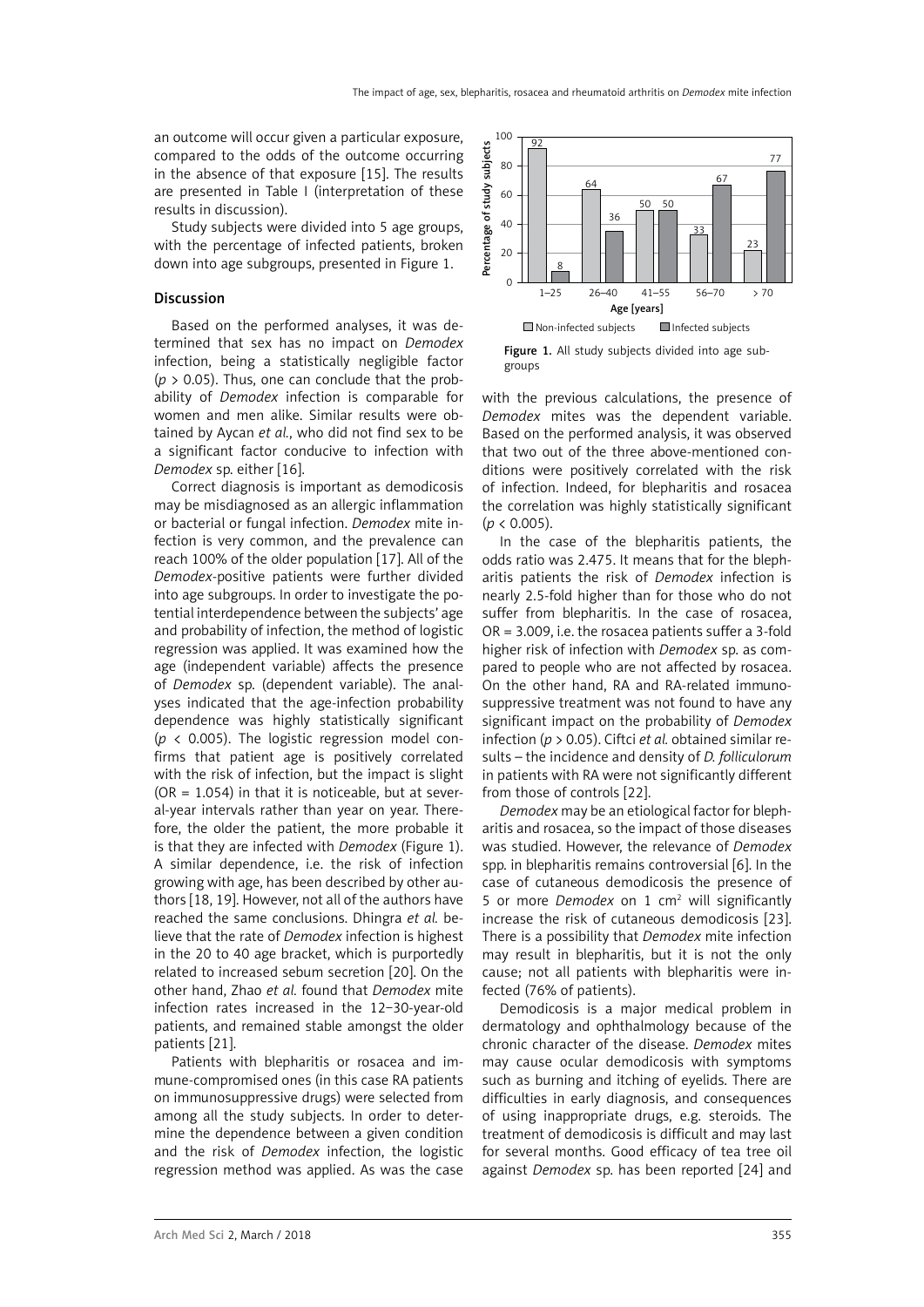an outcome will occur given a particular exposure, compared to the odds of the outcome occurring in the absence of that exposure [15]. The results are presented in Table I (interpretation of these results in discussion).

Study subjects were divided into 5 age groups, with the percentage of infected patients, broken down into age subgroups, presented in Figure 1.

## Discussion

Based on the performed analyses, it was determined that sex has no impact on *Demodex* infection, being a statistically negligible factor ($p > 0.05$). Thus, one can conclude that the probability of *Demodex* infection is comparable for women and men alike. Similar results were obtained by Aycan *et al.*, who did not find sex to be a significant factor conducive to infection with *Demodex* sp. either [16].

Correct diagnosis is important as demodicosis may be misdiagnosed as an allergic inflammation or bacterial or fungal infection. *Demodex* mite infection is very common, and the prevalence can reach 100% of the older population [17]. All of the *Demodex*-positive patients were further divided into age subgroups. In order to investigate the potential interdependence between the subjects' age and probability of infection, the method of logistic regression was applied. It was examined how the age (independent variable) affects the presence of *Demodex* sp. (dependent variable). The analyses indicated that the age-infection probability dependence was highly statistically significant ($p < 0.005$). The logistic regression model confirms that patient age is positively correlated with the risk of infection, but the impact is slight (OR = 1.054) in that it is noticeable, but at several-year intervals rather than year on year. Therefore, the older the patient, the more probable it is that they are infected with *Demodex* (Figure 1). A similar dependence, i.e. the risk of infection growing with age, has been described by other authors [18, 19]. However, not all of the authors have reached the same conclusions. Dhingra *et al.* believe that the rate of *Demodex* infection is highest in the 20 to 40 age bracket, which is purportedly related to increased sebum secretion [20]. On the other hand, Zhao *et al.* found that *Demodex* mite infection rates increased in the 12–30-year-old patients, and remained stable amongst the older patients [21].

Patients with blepharitis or rosacea and immune-compromised ones (in this case RA patients on immunosuppressive drugs) were selected from among all the study subjects. In order to determine the dependence between a given condition and the risk of *Demodex* infection, the logistic regression method was applied. As was the case with the previous calculations, the presence of *Demodex* mites was the dependent variable. Based on the performed analysis, it was observed that two out of the three above-mentioned conditions were positively correlated with the risk of infection. Indeed, for blepharitis and rosacea the correlation was highly statistically significant ($p < 0.005$).

| Age [years] | Non-infected subjects (%) | Infected subjects (%) |
|---|---|---|
| 1–25 | 92 | 8 |
| 26–40 | 64 | 36 |
| 41–55 | 50 | 50 |
| 56–70 | 33 | 67 |
| > 70 | 23 | 77 |

**Figure 1.** All study subjects divided into age subgroups

In the case of the blepharitis patients, the odds ratio was 2.475. It means that for the blepharitis patients the risk of *Demodex* infection is nearly 2.5-fold higher than for those who do not suffer from blepharitis. In the case of rosacea, OR = 3.009, i.e. the rosacea patients suffer a 3-fold higher risk of infection with *Demodex* sp. as compared to people who are not affected by rosacea. On the other hand, RA and RA-related immunosuppressive treatment was not found to have any significant impact on the probability of *Demodex* infection ($p > 0.05$). Ciftci *et al.* obtained similar results – the incidence and density of *D. folliculorum* in patients with RA were not significantly different from those of controls [22].

*Demodex* may be an etiological factor for blepharitis and rosacea, so the impact of those diseases was studied. However, the relevance of *Demodex* spp. in blepharitis remains controversial [6]. In the case of cutaneous demodicosis the presence of 5 or more *Demodex* on 1 $cm^2$ will significantly increase the risk of cutaneous demodicosis [23]. There is a possibility that *Demodex* mite infection may result in blepharitis, but it is not the only cause; not all patients with blepharitis were infected (76% of patients).

Demodicosis is a major medical problem in dermatology and ophthalmology because of the chronic character of the disease. *Demodex* mites may cause ocular demodicosis with symptoms such as burning and itching of eyelids. There are difficulties in early diagnosis, and consequences of using inappropriate drugs, e.g. steroids. The treatment of demodicosis is difficult and may last for several months. Good efficacy of tea tree oil against *Demodex* sp. has been reported [24] and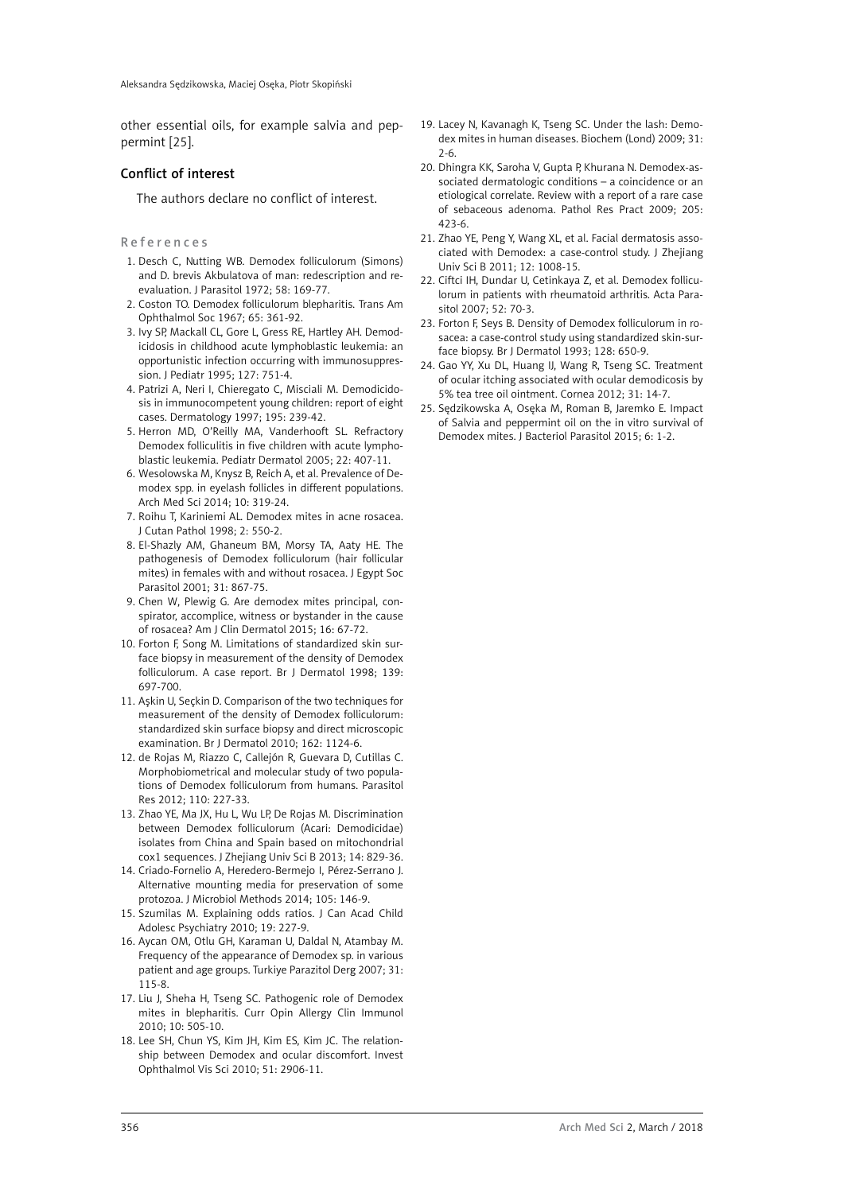other essential oils, for example salvia and peppermint [25].

## Conflict of interest

The authors declare no conflict of interest.

## References

1. Desch C, Nutting WB. Demodex folliculorum (Simons) and D. brevis Akbulatova of man: redescription and reevaluation. J Parasitol 1972; 58: 169-77.
2. Coston TO. Demodex folliculorum blepharitis. Trans Am Ophthalmol Soc 1967; 65: 361-92.
3. Ivy SP, Mackall CL, Gore L, Gress RE, Hartley AH. Demodicidosis in childhood acute lymphoblastic leukemia: an opportunistic infection occurring with immunosuppression. J Pediatr 1995; 127: 751-4.
4. Patrizi A, Neri I, Chieregato C, Misciali M. Demodicidosis in immunocompetent young children: report of eight cases. Dermatology 1997; 195: 239-42.
5. Herron MD, O'Reilly MA, Vanderhooft SL. Refractory Demodex folliculitis in five children with acute lymphoblastic leukemia. Pediatr Dermatol 2005; 22: 407-11.
6. Wesolowska M, Knysz B, Reich A, et al. Prevalence of Demodex spp. in eyelash follicles in different populations. Arch Med Sci 2014; 10: 319-24.
7. Roihu T, Kariniemi AL. Demodex mites in acne rosacea. J Cutan Pathol 1998; 2: 550-2.
8. El-Shazly AM, Ghaneum BM, Morsy TA, Aaty HE. The pathogenesis of Demodex folliculorum (hair follicular mites) in females with and without rosacea. J Egypt Soc Parasitol 2001; 31: 867-75.
9. Chen W, Plewig G. Are demodex mites principal, conspirator, accomplice, witness or bystander in the cause of rosacea? Am J Clin Dermatol 2015; 16: 67-72.
10. Forton F, Song M. Limitations of standardized skin surface biopsy in measurement of the density of Demodex folliculorum. A case report. Br J Dermatol 1998; 139: 697-700.
11. Aşkin U, Seçkin D. Comparison of the two techniques for measurement of the density of Demodex folliculorum: standardized skin surface biopsy and direct microscopic examination. Br J Dermatol 2010; 162: 1124-6.
12. de Rojas M, Riazzo C, Callejón R, Guevara D, Cutillas C. Morphobiometrical and molecular study of two populations of Demodex folliculorum from humans. Parasitol Res 2012; 110: 227-33.
13. Zhao YE, Ma JX, Hu L, Wu LP, De Rojas M. Discrimination between Demodex folliculorum (Acari: Demodicidae) isolates from China and Spain based on mitochondrial cox1 sequences. J Zhejiang Univ Sci B 2013; 14: 829-36.
14. Criado-Fornelio A, Heredero-Bermejo I, Pérez-Serrano J. Alternative mounting media for preservation of some protozoa. J Microbiol Methods 2014; 105: 146-9.
15. Szumilas M. Explaining odds ratios. J Can Acad Child Adolesc Psychiatry 2010; 19: 227-9.
16. Aycan OM, Otlu GH, Karaman U, Daldal N, Atambay M. Frequency of the appearance of Demodex sp. in various patient and age groups. Turkiye Parazitol Derg 2007; 31: 115-8.
17. Liu J, Sheha H, Tseng SC. Pathogenic role of Demodex mites in blepharitis. Curr Opin Allergy Clin Immunol 2010; 10: 505-10.
18. Lee SH, Chun YS, Kim JH, Kim ES, Kim JC. The relationship between Demodex and ocular discomfort. Invest Ophthalmol Vis Sci 2010; 51: 2906-11.
19. Lacey N, Kavanagh K, Tseng SC. Under the lash: Demodex mites in human diseases. Biochem (Lond) 2009; 31: 2-6.
20. Dhingra KK, Saroha V, Gupta P, Khurana N. Demodex-associated dermatologic conditions – a coincidence or an etiological correlate. Review with a report of a rare case of sebaceous adenoma. Pathol Res Pract 2009; 205: 423-6.
21. Zhao YE, Peng Y, Wang XL, et al. Facial dermatosis associated with Demodex: a case-control study. J Zhejiang Univ Sci B 2011; 12: 1008-15.
22. Ciftci IH, Dundar U, Cetinkaya Z, et al. Demodex folliculorum in patients with rheumatoid arthritis. Acta Parasitol 2007; 52: 70-3.
23. Forton F, Seys B. Density of Demodex folliculorum in rosacea: a case-control study using standardized skin-surface biopsy. Br J Dermatol 1993; 128: 650-9.
24. Gao YY, Xu DL, Huang IJ, Wang R, Tseng SC. Treatment of ocular itching associated with ocular demodicosis by 5% tea tree oil ointment. Cornea 2012; 31: 14-7.
25. Sędzikowska A, Osęka M, Roman B, Jaremko E. Impact of Salvia and peppermint oil on the in vitro survival of Demodex mites. J Bacteriol Parasitol 2015; 6: 1-2.